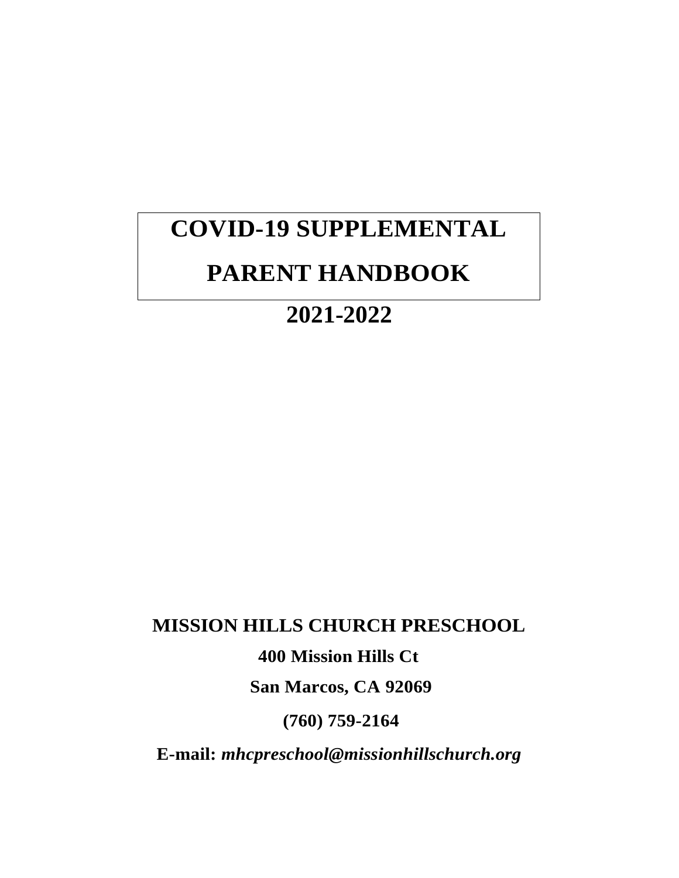# COVID-19 SUPPLEMENTAL PARENT HANDBOOK

## 2021-2022

**MISSION HILLS CHURCH PRESCHOOL**

**400 Mission Hills Ct**

**San Marcos, CA 92069**

**(760) 759-2164**

**E-mail:** ***mhcpreschool@missionhillschurch.org***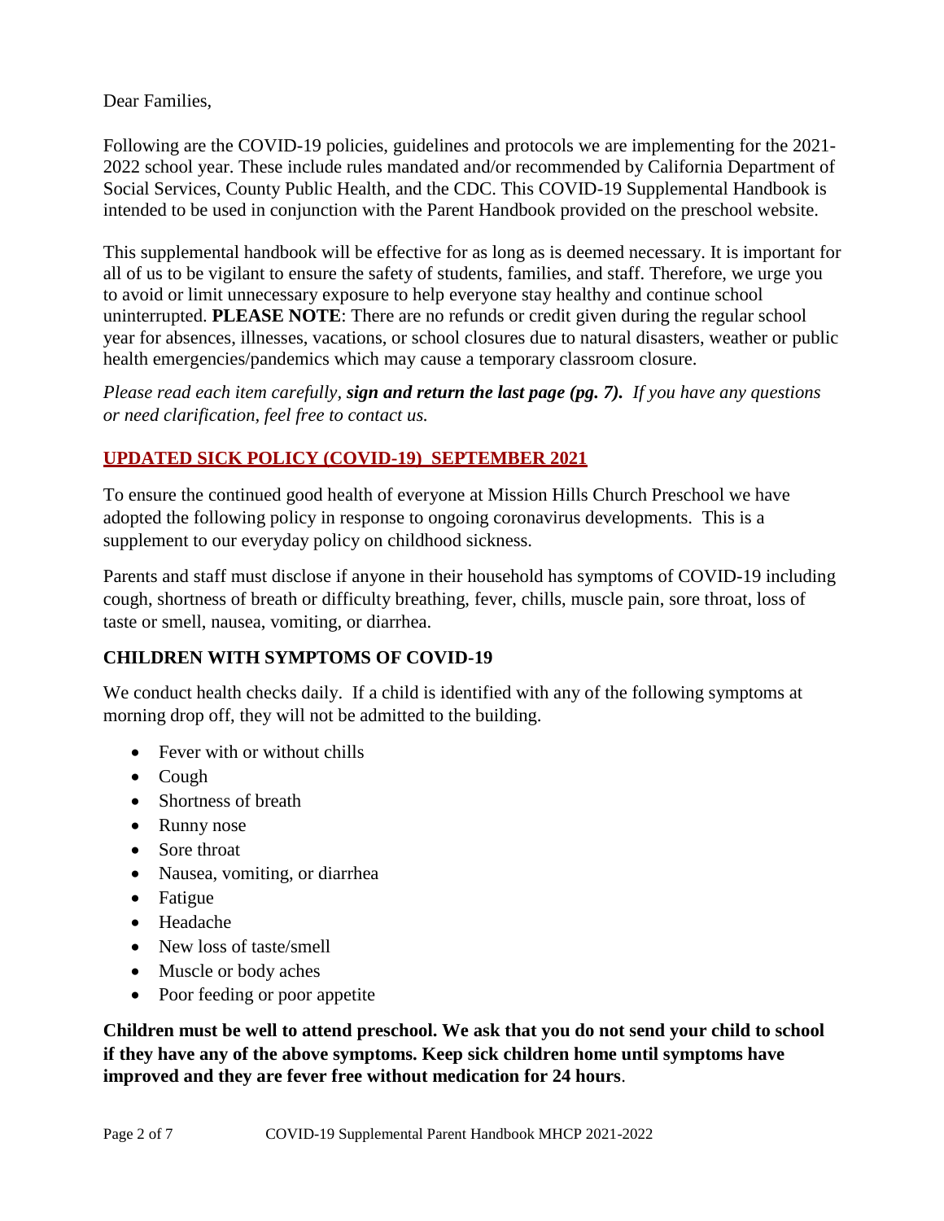Dear Families,

Following are the COVID-19 policies, guidelines and protocols we are implementing for the 2021-2022 school year. These include rules mandated and/or recommended by California Department of Social Services, County Public Health, and the CDC. This COVID-19 Supplemental Handbook is intended to be used in conjunction with the Parent Handbook provided on the preschool website.

This supplemental handbook will be effective for as long as is deemed necessary. It is important for all of us to be vigilant to ensure the safety of students, families, and staff. Therefore, we urge you to avoid or limit unnecessary exposure to help everyone stay healthy and continue school uninterrupted. **PLEASE NOTE**: There are no refunds or credit given during the regular school year for absences, illnesses, vacations, or school closures due to natural disasters, weather or public health emergencies/pandemics which may cause a temporary classroom closure.

*Please read each item carefully, **sign and return the last page (pg. 7).** If you have any questions or need clarification, feel free to contact us.*

## UPDATED SICK POLICY (COVID-19) SEPTEMBER 2021

To ensure the continued good health of everyone at Mission Hills Church Preschool we have adopted the following policy in response to ongoing coronavirus developments. This is a supplement to our everyday policy on childhood sickness.

Parents and staff must disclose if anyone in their household has symptoms of COVID-19 including cough, shortness of breath or difficulty breathing, fever, chills, muscle pain, sore throat, loss of taste or smell, nausea, vomiting, or diarrhea.

### CHILDREN WITH SYMPTOMS OF COVID-19

We conduct health checks daily. If a child is identified with any of the following symptoms at morning drop off, they will not be admitted to the building.

- Fever with or without chills
- Cough
- Shortness of breath
- Runny nose
- Sore throat
- Nausea, vomiting, or diarrhea
- Fatigue
- Headache
- New loss of taste/smell
- Muscle or body aches
- Poor feeding or poor appetite

**Children must be well to attend preschool. We ask that you do not send your child to school if they have any of the above symptoms. Keep sick children home until symptoms have improved and they are fever free without medication for 24 hours**.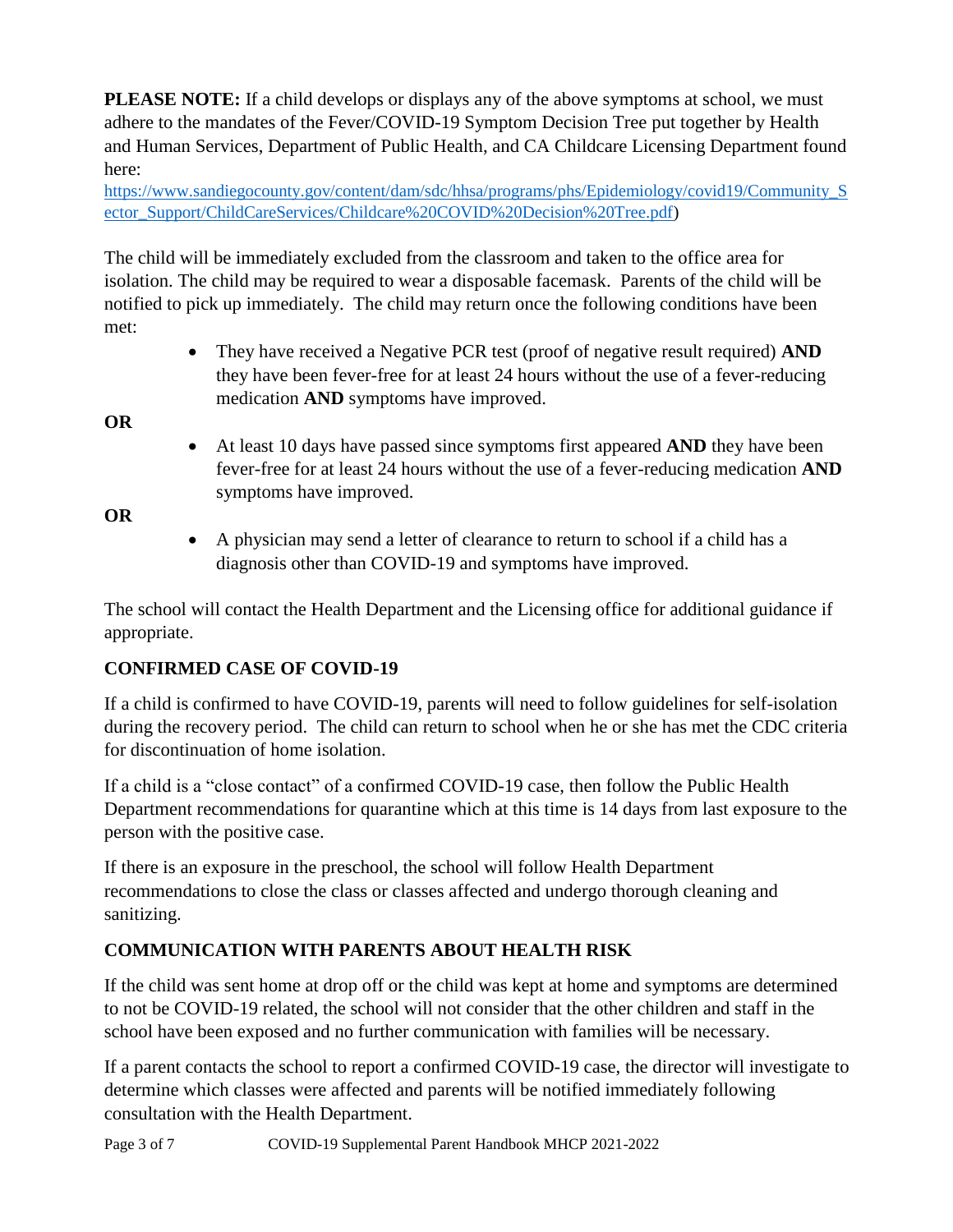**PLEASE NOTE:** If a child develops or displays any of the above symptoms at school, we must adhere to the mandates of the Fever/COVID-19 Symptom Decision Tree put together by Health and Human Services, Department of Public Health, and CA Childcare Licensing Department found here: https://www.sandiegocounty.gov/content/dam/sdc/hhsa/programs/phs/Epidemiology/covid19/Community_Sector_Support/ChildCareServices/Childcare%20COVID%20Decision%20Tree.pdf)

The child will be immediately excluded from the classroom and taken to the office area for isolation. The child may be required to wear a disposable facemask. Parents of the child will be notified to pick up immediately. The child may return once the following conditions have been met:

- They have received a Negative PCR test (proof of negative result required) **AND** they have been fever-free for at least 24 hours without the use of a fever-reducing medication **AND** symptoms have improved.

**OR**

- At least 10 days have passed since symptoms first appeared **AND** they have been fever-free for at least 24 hours without the use of a fever-reducing medication **AND** symptoms have improved.

**OR**

- A physician may send a letter of clearance to return to school if a child has a diagnosis other than COVID-19 and symptoms have improved.

The school will contact the Health Department and the Licensing office for additional guidance if appropriate.

## CONFIRMED CASE OF COVID-19

If a child is confirmed to have COVID-19, parents will need to follow guidelines for self-isolation during the recovery period. The child can return to school when he or she has met the CDC criteria for discontinuation of home isolation.

If a child is a "close contact" of a confirmed COVID-19 case, then follow the Public Health Department recommendations for quarantine which at this time is 14 days from last exposure to the person with the positive case.

If there is an exposure in the preschool, the school will follow Health Department recommendations to close the class or classes affected and undergo thorough cleaning and sanitizing.

## COMMUNICATION WITH PARENTS ABOUT HEALTH RISK

If the child was sent home at drop off or the child was kept at home and symptoms are determined to not be COVID-19 related, the school will not consider that the other children and staff in the school have been exposed and no further communication with families will be necessary.

If a parent contacts the school to report a confirmed COVID-19 case, the director will investigate to determine which classes were affected and parents will be notified immediately following consultation with the Health Department.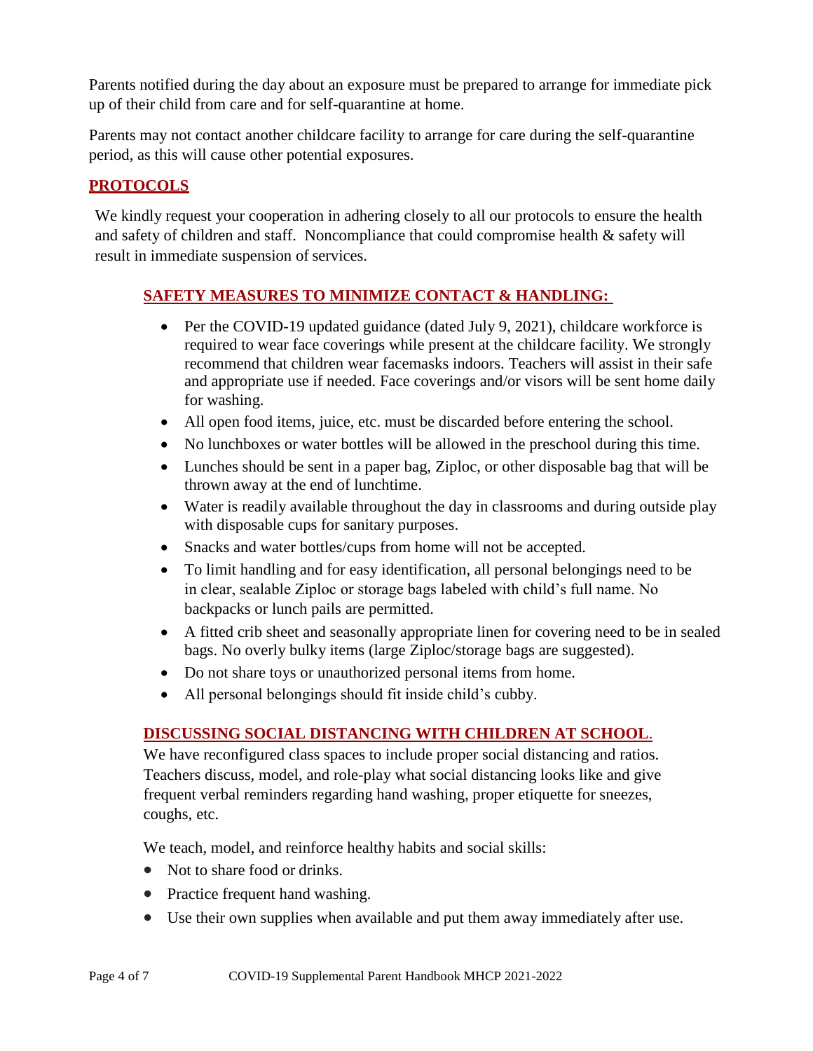Parents notified during the day about an exposure must be prepared to arrange for immediate pick up of their child from care and for self-quarantine at home.

Parents may not contact another childcare facility to arrange for care during the self-quarantine period, as this will cause other potential exposures.

## PROTOCOLS

We kindly request your cooperation in adhering closely to all our protocols to ensure the health and safety of children and staff. Noncompliance that could compromise health & safety will result in immediate suspension of services.

### SAFETY MEASURES TO MINIMIZE CONTACT & HANDLING:

- Per the COVID-19 updated guidance (dated July 9, 2021), childcare workforce is required to wear face coverings while present at the childcare facility. We strongly recommend that children wear facemasks indoors. Teachers will assist in their safe and appropriate use if needed. Face coverings and/or visors will be sent home daily for washing.
- All open food items, juice, etc. must be discarded before entering the school.
- No lunchboxes or water bottles will be allowed in the preschool during this time.
- Lunches should be sent in a paper bag, Ziploc, or other disposable bag that will be thrown away at the end of lunchtime.
- Water is readily available throughout the day in classrooms and during outside play with disposable cups for sanitary purposes.
- Snacks and water bottles/cups from home will not be accepted.
- To limit handling and for easy identification, all personal belongings need to be in clear, sealable Ziploc or storage bags labeled with child's full name. No backpacks or lunch pails are permitted.
- A fitted crib sheet and seasonally appropriate linen for covering need to be in sealed bags. No overly bulky items (large Ziploc/storage bags are suggested).
- Do not share toys or unauthorized personal items from home.
- All personal belongings should fit inside child's cubby.

### DISCUSSING SOCIAL DISTANCING WITH CHILDREN AT SCHOOL.

We have reconfigured class spaces to include proper social distancing and ratios. Teachers discuss, model, and role-play what social distancing looks like and give frequent verbal reminders regarding hand washing, proper etiquette for sneezes, coughs, etc.

We teach, model, and reinforce healthy habits and social skills:

- Not to share food or drinks.
- Practice frequent hand washing.
- Use their own supplies when available and put them away immediately after use.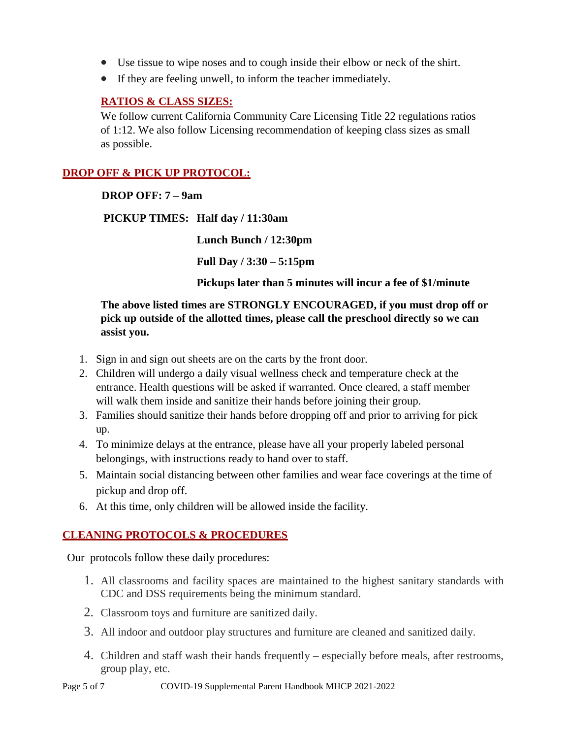- Use tissue to wipe noses and to cough inside their elbow or neck of the shirt.
- If they are feeling unwell, to inform the teacher immediately.

## RATIOS & CLASS SIZES:

We follow current California Community Care Licensing Title 22 regulations ratios of 1:12. We also follow Licensing recommendation of keeping class sizes as small as possible.

## DROP OFF & PICK UP PROTOCOL:

**DROP OFF: 7 – 9am**

**PICKUP TIMES: Half day / 11:30am**

**Lunch Bunch / 12:30pm**

**Full Day / 3:30 – 5:15pm**

**Pickups later than 5 minutes will incur a fee of $1/minute**

**The above listed times are STRONGLY ENCOURAGED, if you must drop off or pick up outside of the allotted times, please call the preschool directly so we can assist you.**

1. Sign in and sign out sheets are on the carts by the front door.
2. Children will undergo a daily visual wellness check and temperature check at the entrance. Health questions will be asked if warranted. Once cleared, a staff member will walk them inside and sanitize their hands before joining their group.
3. Families should sanitize their hands before dropping off and prior to arriving for pick up.
4. To minimize delays at the entrance, please have all your properly labeled personal belongings, with instructions ready to hand over to staff.
5. Maintain social distancing between other families and wear face coverings at the time of pickup and drop off.
6. At this time, only children will be allowed inside the facility.

## CLEANING PROTOCOLS & PROCEDURES

Our protocols follow these daily procedures:

1. All classrooms and facility spaces are maintained to the highest sanitary standards with CDC and DSS requirements being the minimum standard.
2. Classroom toys and furniture are sanitized daily.
3. All indoor and outdoor play structures and furniture are cleaned and sanitized daily.
4. Children and staff wash their hands frequently – especially before meals, after restrooms, group play, etc.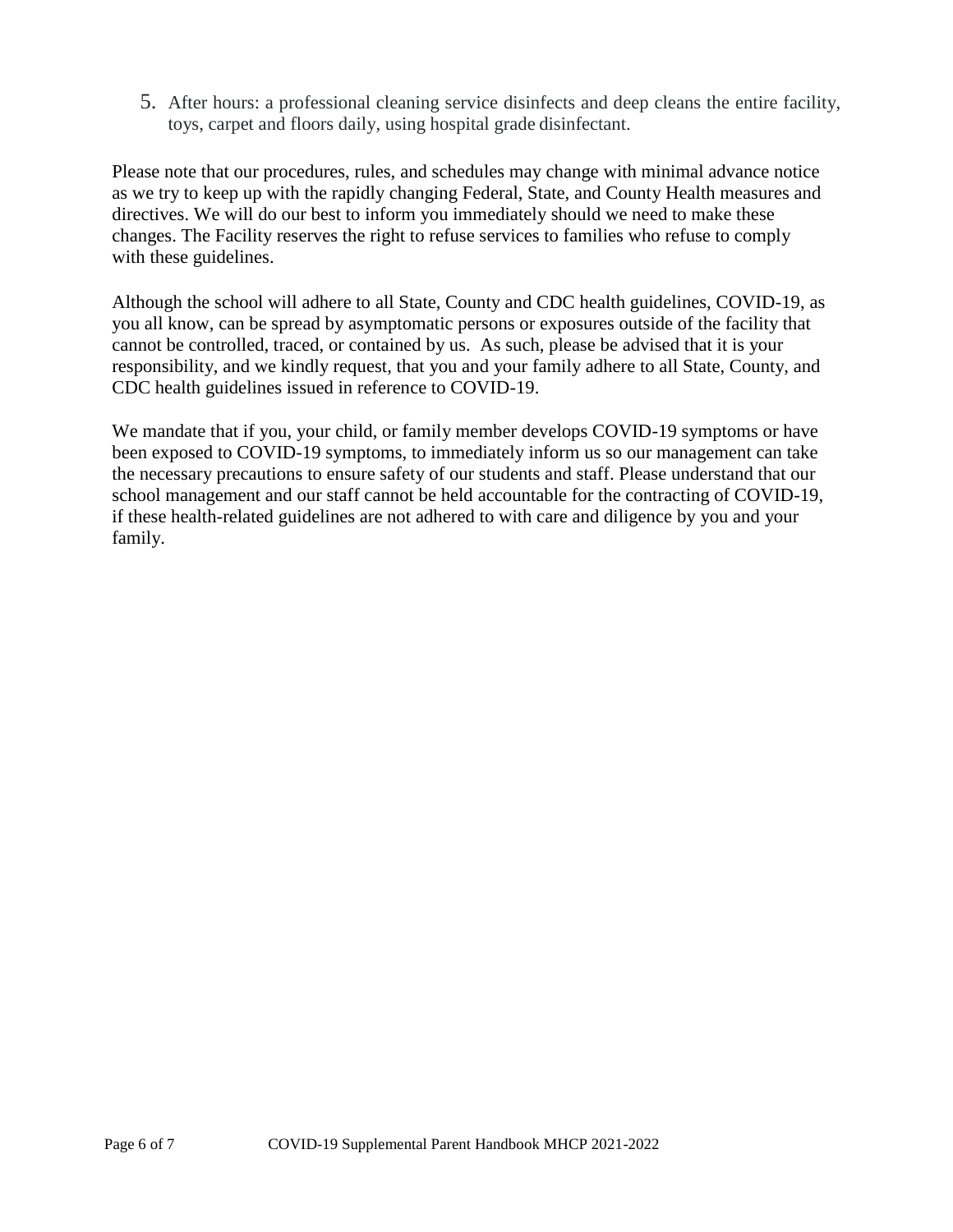5. After hours: a professional cleaning service disinfects and deep cleans the entire facility, toys, carpet and floors daily, using hospital grade disinfectant.

Please note that our procedures, rules, and schedules may change with minimal advance notice as we try to keep up with the rapidly changing Federal, State, and County Health measures and directives. We will do our best to inform you immediately should we need to make these changes. The Facility reserves the right to refuse services to families who refuse to comply with these guidelines.

Although the school will adhere to all State, County and CDC health guidelines, COVID-19, as you all know, can be spread by asymptomatic persons or exposures outside of the facility that cannot be controlled, traced, or contained by us. As such, please be advised that it is your responsibility, and we kindly request, that you and your family adhere to all State, County, and CDC health guidelines issued in reference to COVID-19.

We mandate that if you, your child, or family member develops COVID-19 symptoms or have been exposed to COVID-19 symptoms, to immediately inform us so our management can take the necessary precautions to ensure safety of our students and staff. Please understand that our school management and our staff cannot be held accountable for the contracting of COVID-19, if these health-related guidelines are not adhered to with care and diligence by you and your family.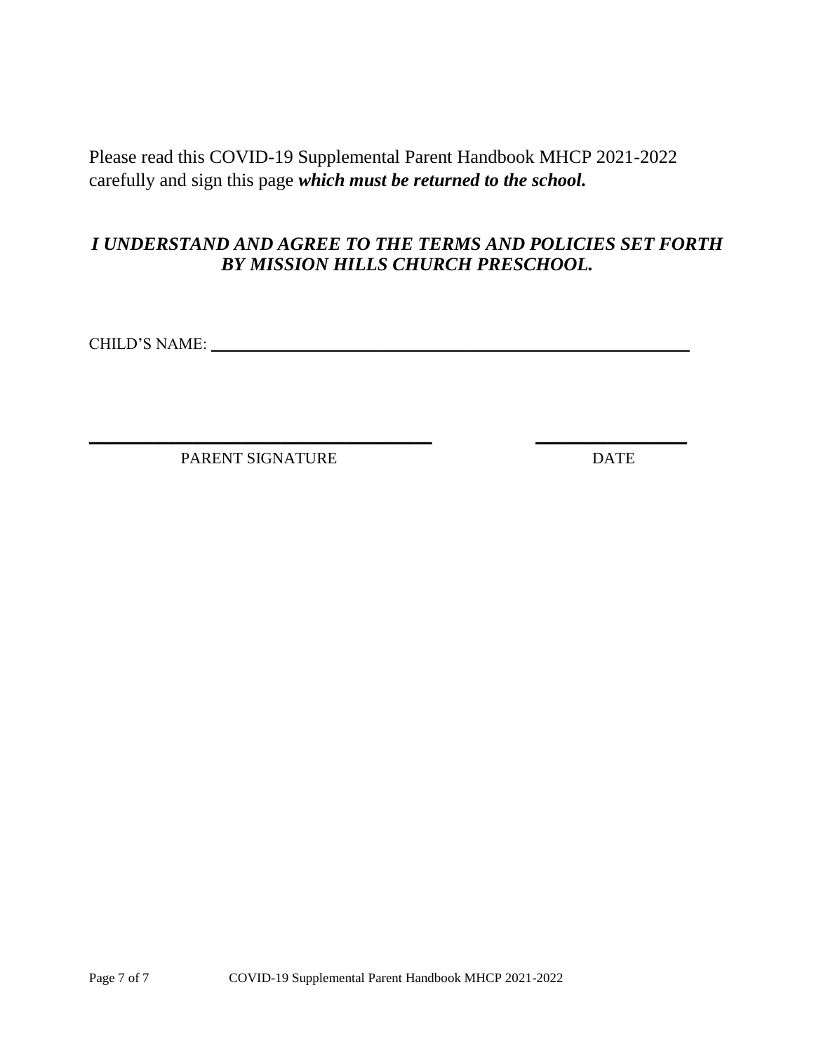Please read this COVID-19 Supplemental Parent Handbook MHCP 2021-2022 carefully and sign this page ***which must be returned to the school.***

***I UNDERSTAND AND AGREE TO THE TERMS AND POLICIES SET FORTH BY MISSION HILLS CHURCH PRESCHOOL.***

CHILD'S NAME: ____________________________________________________________

________________________________________ __________________

PARENT SIGNATURE DATE